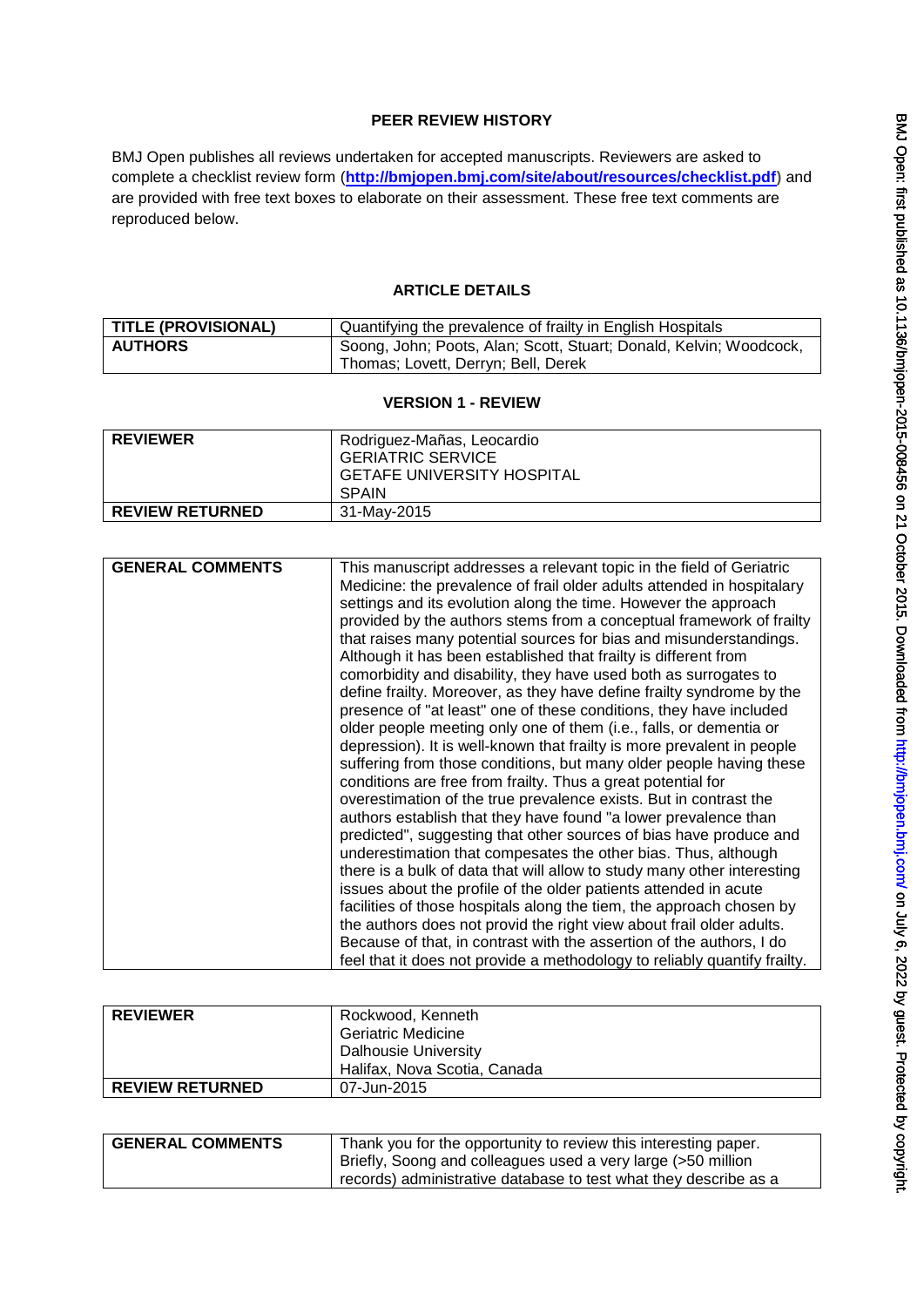## PEER REVIEW HISTORY

BMJ Open publishes all reviews undertaken for accepted manuscripts. Reviewers are asked to complete a checklist review form (**http://bmjopen.bmj.com/site/about/resources/checklist.pdf**) and are provided with free text boxes to elaborate on their assessment. These free text comments are reproduced below.

## ARTICLE DETAILS

| | |
|---|---|
| **TITLE (PROVISIONAL)** | Quantifying the prevalence of frailty in English Hospitals |
| **AUTHORS** | Soong, John; Poots, Alan; Scott, Stuart; Donald, Kelvin; Woodcock, Thomas; Lovett, Derryn; Bell, Derek |

## VERSION 1 - REVIEW

| | |
|---|---|
| **REVIEWER** | Rodriguez-Mañas, Leocardio<br>GERIATRIC SERVICE<br>GETAFE UNIVERSITY HOSPITAL<br>SPAIN |
| **REVIEW RETURNED** | 31-May-2015 |

| | |
|---|---|
| **GENERAL COMMENTS** | This manuscript addresses a relevant topic in the field of Geriatric Medicine: the prevalence of frail older adults attended in hospitalary settings and its evolution along the time. However the approach provided by the authors stems from a conceptual framework of frailty that raises many potential sources for bias and misunderstandings. Although it has been established that frailty is different from comorbidity and disability, they have used both as surrogates to define frailty. Moreover, as they have define frailty syndrome by the presence of "at least" one of these conditions, they have included older people meeting only one of them (i.e., falls, or dementia or depression). It is well-known that frailty is more prevalent in people suffering from those conditions, but many older people having these conditions are free from frailty. Thus a great potential for overestimation of the true prevalence exists. But in contrast the authors establish that they have found "a lower prevalence than predicted", suggesting that other sources of bias have produce and underestimation that compesates the other bias. Thus, although there is a bulk of data that will allow to study many other interesting issues about the profile of the older patients attended in acute facilities of those hospitals along the tiem, the approach chosen by the authors does not provid the right view about frail older adults. Because of that, in contrast with the assertion of the authors, I do feel that it does not provide a methodology to reliably quantify frailty. |

| | |
|---|---|
| **REVIEWER** | Rockwood, Kenneth<br>Geriatric Medicine<br>Dalhousie University<br>Halifax, Nova Scotia, Canada |
| **REVIEW RETURNED** | 07-Jun-2015 |

| | |
|---|---|
| **GENERAL COMMENTS** | Thank you for the opportunity to review this interesting paper. Briefly, Soong and colleagues used a very large (>50 million records) administrative database to test what they describe as a |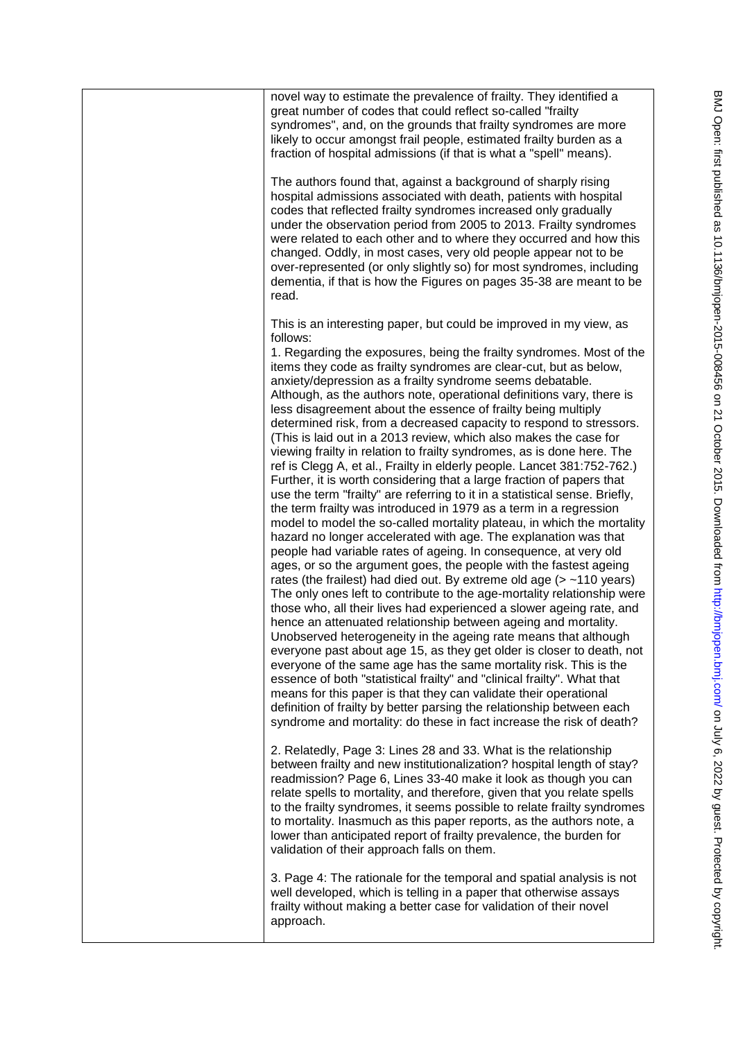novel way to estimate the prevalence of frailty. They identified a great number of codes that could reflect so-called "frailty syndromes", and, on the grounds that frailty syndromes are more likely to occur amongst frail people, estimated frailty burden as a fraction of hospital admissions (if that is what a "spell" means).

The authors found that, against a background of sharply rising hospital admissions associated with death, patients with hospital codes that reflected frailty syndromes increased only gradually under the observation period from 2005 to 2013. Frailty syndromes were related to each other and to where they occurred and how this changed. Oddly, in most cases, very old people appear not to be over-represented (or only slightly so) for most syndromes, including dementia, if that is how the Figures on pages 35-38 are meant to be read.

This is an interesting paper, but could be improved in my view, as follows:

1. Regarding the exposures, being the frailty syndromes. Most of the items they code as frailty syndromes are clear-cut, but as below, anxiety/depression as a frailty syndrome seems debatable. Although, as the authors note, operational definitions vary, there is less disagreement about the essence of frailty being multiply determined risk, from a decreased capacity to respond to stressors. (This is laid out in a 2013 review, which also makes the case for viewing frailty in relation to frailty syndromes, as is done here. The ref is Clegg A, et al., Frailty in elderly people. Lancet 381:752-762.) Further, it is worth considering that a large fraction of papers that use the term "frailty" are referring to it in a statistical sense. Briefly, the term frailty was introduced in 1979 as a term in a regression model to model the so-called mortality plateau, in which the mortality hazard no longer accelerated with age. The explanation was that people had variable rates of ageing. In consequence, at very old ages, or so the argument goes, the people with the fastest ageing rates (the frailest) had died out. By extreme old age (> ~110 years) The only ones left to contribute to the age-mortality relationship were those who, all their lives had experienced a slower ageing rate, and hence an attenuated relationship between ageing and mortality. Unobserved heterogeneity in the ageing rate means that although everyone past about age 15, as they get older is closer to death, not everyone of the same age has the same mortality risk. This is the essence of both "statistical frailty" and "clinical frailty". What that means for this paper is that they can validate their operational definition of frailty by better parsing the relationship between each syndrome and mortality: do these in fact increase the risk of death?

2. Relatedly, Page 3: Lines 28 and 33. What is the relationship between frailty and new institutionalization? hospital length of stay? readmission? Page 6, Lines 33-40 make it look as though you can relate spells to mortality, and therefore, given that you relate spells to the frailty syndromes, it seems possible to relate frailty syndromes to mortality. Inasmuch as this paper reports, as the authors note, a lower than anticipated report of frailty prevalence, the burden for validation of their approach falls on them.

3. Page 4: The rationale for the temporal and spatial analysis is not well developed, which is telling in a paper that otherwise assays frailty without making a better case for validation of their novel approach.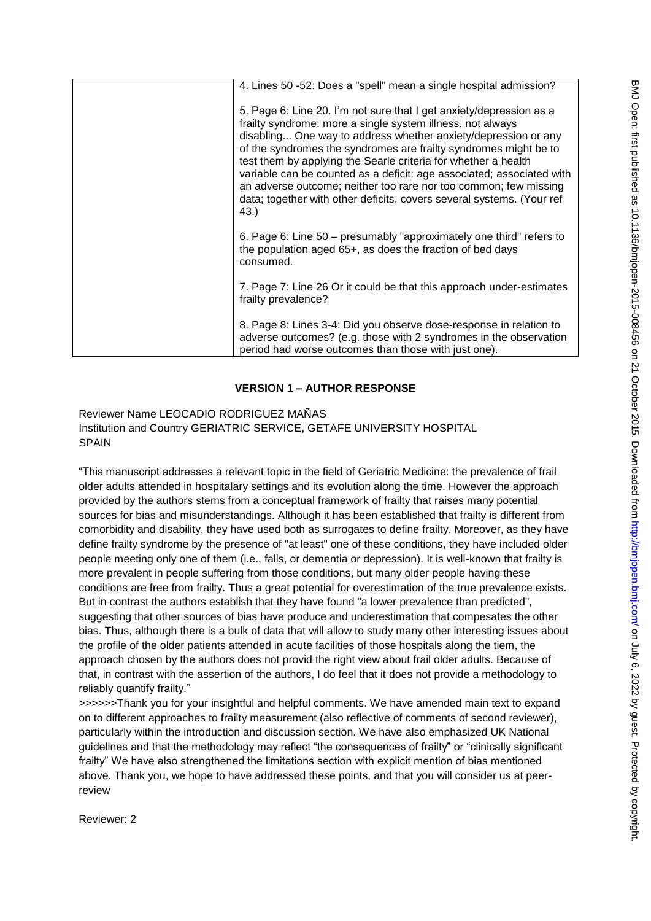| | 4. Lines 50 -52: Does a "spell" mean a single hospital admission?<br><br>5. Page 6: Line 20. I'm not sure that I get anxiety/depression as a frailty syndrome: more a single system illness, not always disabling... One way to address whether anxiety/depression or any of the syndromes the syndromes are frailty syndromes might be to test them by applying the Searle criteria for whether a health variable can be counted as a deficit: age associated; associated with an adverse outcome; neither too rare nor too common; few missing data; together with other deficits, covers several systems. (Your ref 43.)<br><br>6. Page 6: Line 50 – presumably "approximately one third" refers to the population aged 65+, as does the fraction of bed days consumed.<br><br>7. Page 7: Line 26 Or it could be that this approach under-estimates frailty prevalence?<br><br>8. Page 8: Lines 3-4: Did you observe dose-response in relation to adverse outcomes? (e.g. those with 2 syndromes in the observation period had worse outcomes than those with just one). |
|---|---|

**VERSION 1 – AUTHOR RESPONSE**

Reviewer Name LEOCADIO RODRIGUEZ MAÑAS
Institution and Country GERIATRIC SERVICE, GETAFE UNIVERSITY HOSPITAL
SPAIN

"This manuscript addresses a relevant topic in the field of Geriatric Medicine: the prevalence of frail older adults attended in hospitalary settings and its evolution along the time. However the approach provided by the authors stems from a conceptual framework of frailty that raises many potential sources for bias and misunderstandings. Although it has been established that frailty is different from comorbidity and disability, they have used both as surrogates to define frailty. Moreover, as they have define frailty syndrome by the presence of "at least" one of these conditions, they have included older people meeting only one of them (i.e., falls, or dementia or depression). It is well-known that frailty is more prevalent in people suffering from those conditions, but many older people having these conditions are free from frailty. Thus a great potential for overestimation of the true prevalence exists. But in contrast the authors establish that they have found "a lower prevalence than predicted", suggesting that other sources of bias have produce and underestimation that compesates the other bias. Thus, although there is a bulk of data that will allow to study many other interesting issues about the profile of the older patients attended in acute facilities of those hospitals along the tiem, the approach chosen by the authors does not provid the right view about frail older adults. Because of that, in contrast with the assertion of the authors, I do feel that it does not provide a methodology to reliably quantify frailty."

>>>>>>Thank you for your insightful and helpful comments. We have amended main text to expand on to different approaches to frailty measurement (also reflective of comments of second reviewer), particularly within the introduction and discussion section. We have also emphasized UK National guidelines and that the methodology may reflect "the consequences of frailty" or "clinically significant frailty" We have also strengthened the limitations section with explicit mention of bias mentioned above. Thank you, we hope to have addressed these points, and that you will consider us at peer-review

Reviewer: 2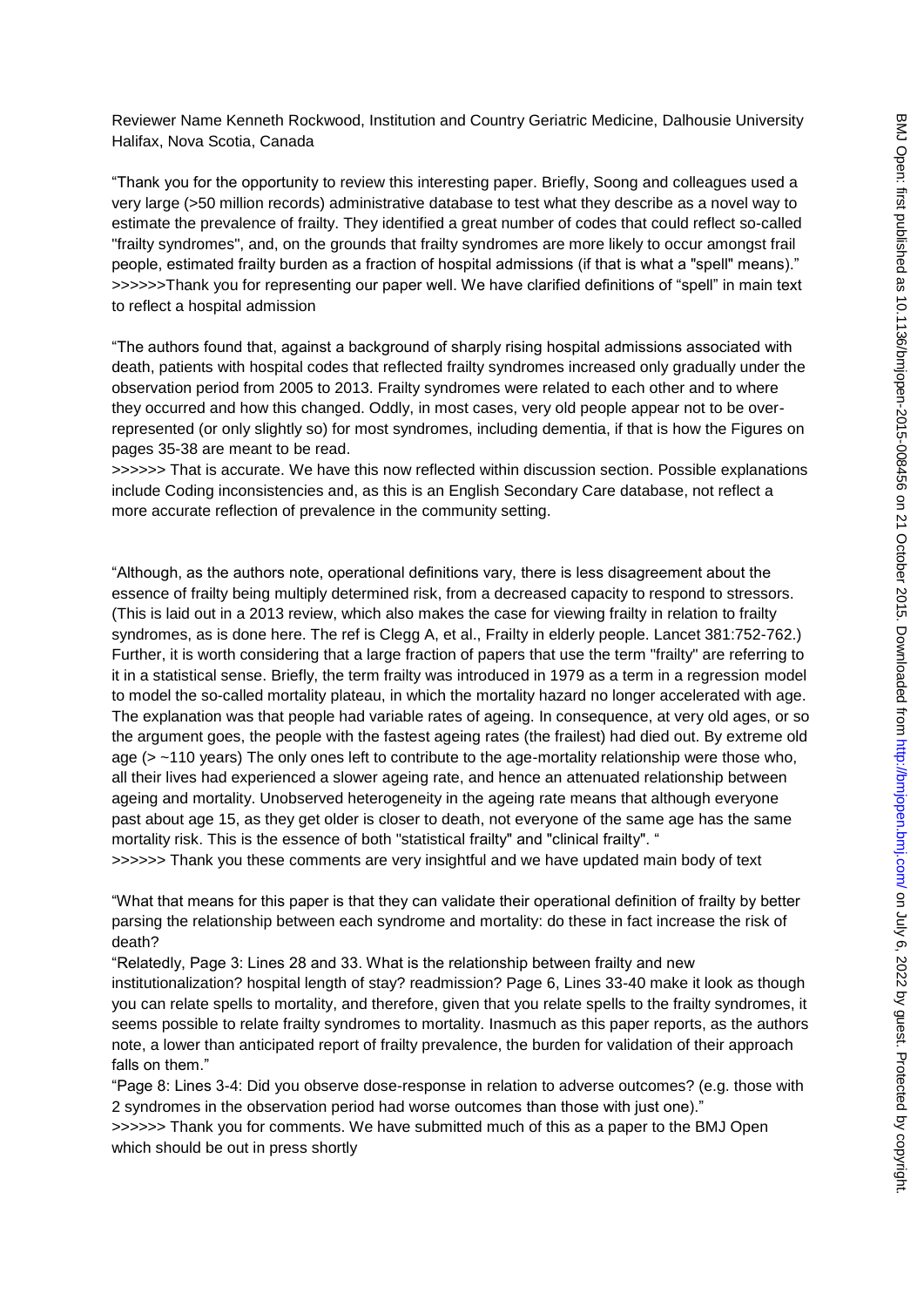Reviewer Name Kenneth Rockwood, Institution and Country Geriatric Medicine, Dalhousie University Halifax, Nova Scotia, Canada

"Thank you for the opportunity to review this interesting paper. Briefly, Soong and colleagues used a very large (>50 million records) administrative database to test what they describe as a novel way to estimate the prevalence of frailty. They identified a great number of codes that could reflect so-called "frailty syndromes", and, on the grounds that frailty syndromes are more likely to occur amongst frail people, estimated frailty burden as a fraction of hospital admissions (if that is what a "spell" means)."
>>>>>>Thank you for representing our paper well. We have clarified definitions of "spell" in main text to reflect a hospital admission

"The authors found that, against a background of sharply rising hospital admissions associated with death, patients with hospital codes that reflected frailty syndromes increased only gradually under the observation period from 2005 to 2013. Frailty syndromes were related to each other and to where they occurred and how this changed. Oddly, in most cases, very old people appear not to be over-represented (or only slightly so) for most syndromes, including dementia, if that is how the Figures on pages 35-38 are meant to be read.
>>>>>> That is accurate. We have this now reflected within discussion section. Possible explanations include Coding inconsistencies and, as this is an English Secondary Care database, not reflect a more accurate reflection of prevalence in the community setting.

"Although, as the authors note, operational definitions vary, there is less disagreement about the essence of frailty being multiply determined risk, from a decreased capacity to respond to stressors. (This is laid out in a 2013 review, which also makes the case for viewing frailty in relation to frailty syndromes, as is done here. The ref is Clegg A, et al., Frailty in elderly people. Lancet 381:752-762.) Further, it is worth considering that a large fraction of papers that use the term "frailty" are referring to it in a statistical sense. Briefly, the term frailty was introduced in 1979 as a term in a regression model to model the so-called mortality plateau, in which the mortality hazard no longer accelerated with age. The explanation was that people had variable rates of ageing. In consequence, at very old ages, or so the argument goes, the people with the fastest ageing rates (the frailest) had died out. By extreme old age (> ~110 years) The only ones left to contribute to the age-mortality relationship were those who, all their lives had experienced a slower ageing rate, and hence an attenuated relationship between ageing and mortality. Unobserved heterogeneity in the ageing rate means that although everyone past about age 15, as they get older is closer to death, not everyone of the same age has the same mortality risk. This is the essence of both "statistical frailty" and "clinical frailty". "
>>>>>> Thank you these comments are very insightful and we have updated main body of text

"What that means for this paper is that they can validate their operational definition of frailty by better parsing the relationship between each syndrome and mortality: do these in fact increase the risk of death?
"Relatedly, Page 3: Lines 28 and 33. What is the relationship between frailty and new institutionalization? hospital length of stay? readmission? Page 6, Lines 33-40 make it look as though you can relate spells to mortality, and therefore, given that you relate spells to the frailty syndromes, it seems possible to relate frailty syndromes to mortality. Inasmuch as this paper reports, as the authors note, a lower than anticipated report of frailty prevalence, the burden for validation of their approach falls on them."
"Page 8: Lines 3-4: Did you observe dose-response in relation to adverse outcomes? (e.g. those with 2 syndromes in the observation period had worse outcomes than those with just one)."
>>>>>> Thank you for comments. We have submitted much of this as a paper to the BMJ Open which should be out in press shortly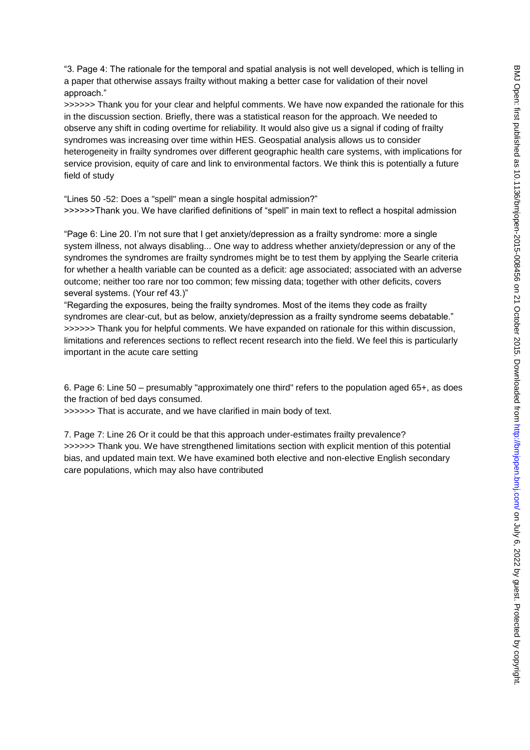“3. Page 4: The rationale for the temporal and spatial analysis is not well developed, which is telling in a paper that otherwise assays frailty without making a better case for validation of their novel approach.”

>>>>>> Thank you for your clear and helpful comments. We have now expanded the rationale for this in the discussion section. Briefly, there was a statistical reason for the approach. We needed to observe any shift in coding overtime for reliability. It would also give us a signal if coding of frailty syndromes was increasing over time within HES. Geospatial analysis allows us to consider heterogeneity in frailty syndromes over different geographic health care systems, with implications for service provision, equity of care and link to environmental factors. We think this is potentially a future field of study

“Lines 50 -52: Does a "spell" mean a single hospital admission?”

>>>>>>Thank you. We have clarified definitions of “spell” in main text to reflect a hospital admission

“Page 6: Line 20. I’m not sure that I get anxiety/depression as a frailty syndrome: more a single system illness, not always disabling... One way to address whether anxiety/depression or any of the syndromes the syndromes are frailty syndromes might be to test them by applying the Searle criteria for whether a health variable can be counted as a deficit: age associated; associated with an adverse outcome; neither too rare nor too common; few missing data; together with other deficits, covers several systems. (Your ref 43.)”

“Regarding the exposures, being the frailty syndromes. Most of the items they code as frailty syndromes are clear-cut, but as below, anxiety/depression as a frailty syndrome seems debatable.”

>>>>>> Thank you for helpful comments. We have expanded on rationale for this within discussion, limitations and references sections to reflect recent research into the field. We feel this is particularly important in the acute care setting

6. Page 6: Line 50 – presumably "approximately one third" refers to the population aged 65+, as does the fraction of bed days consumed.

>>>>>> That is accurate, and we have clarified in main body of text.

7. Page 7: Line 26 Or it could be that this approach under-estimates frailty prevalence?

>>>>>> Thank you. We have strengthened limitations section with explicit mention of this potential bias, and updated main text. We have examined both elective and non-elective English secondary care populations, which may also have contributed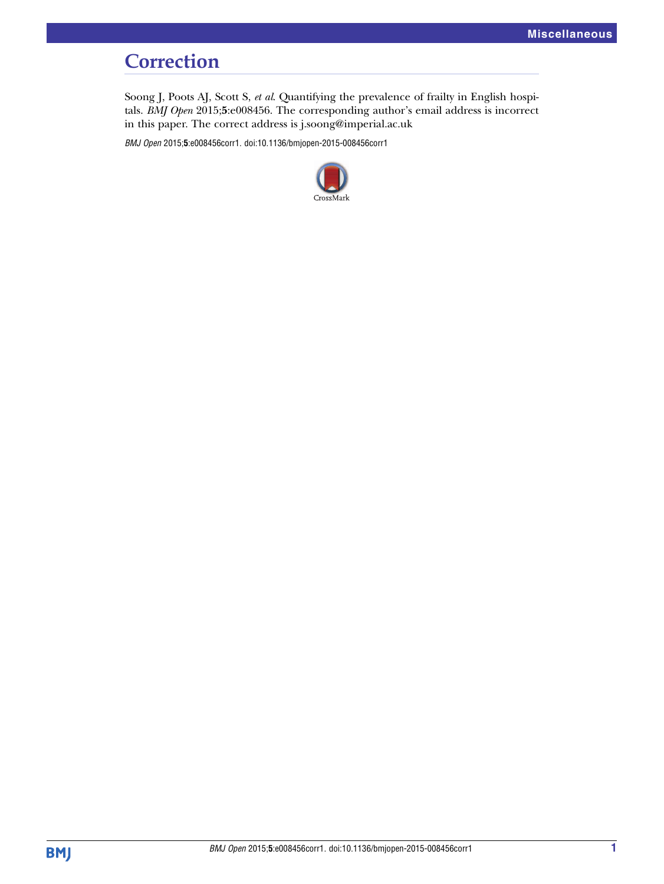# Correction

Soong J, Poots AJ, Scott S, *et al*. Quantifying the prevalence of frailty in English hospitals. *BMJ Open* 2015;**5**:e008456. The corresponding author's email address is incorrect in this paper. The correct address is j.soong@imperial.ac.uk

*BMJ Open* 2015;**5**:e008456corr1. doi:10.1136/bmjopen-2015-008456corr1